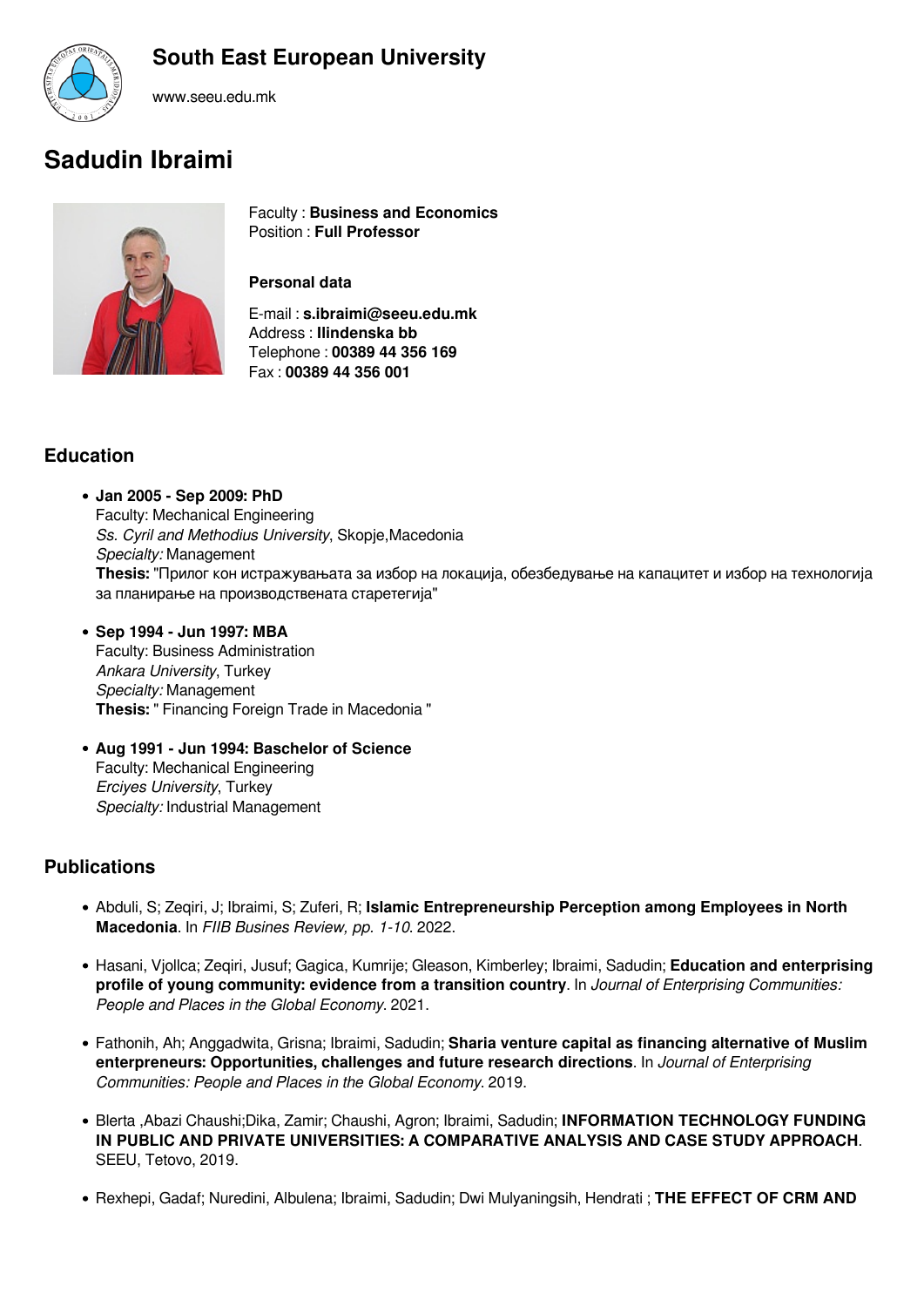## South East European University

www.seeu.edu.mk

# Sadudin Ibraimi

Faculty : **Business and Economics**
Position : **Full Professor**

**Personal data**

E-mail : **s.ibraimi@seeu.edu.mk**
Address : **Ilindenska bb**
Telephone : **00389 44 356 169**
Fax : **00389 44 356 001**

## Education

- **Jan 2005 - Sep 2009: PhD**
  Faculty: Mechanical Engineering
  *Ss. Cyril and Methodius University*, Skopje,Macedonia
  *Specialty:* Management
  **Thesis:** "Прилог кон истражувањата за избор на локација, обезбедување на капацитет и избор на технологија за планирање на производствената старетегија"

- **Sep 1994 - Jun 1997: MBA**
  Faculty: Business Administration
  *Ankara University*, Turkey
  *Specialty:* Management
  **Thesis:** " Financing Foreign Trade in Macedonia "

- **Aug 1991 - Jun 1994: Baschelor of Science**
  Faculty: Mechanical Engineering
  *Erciyes University*, Turkey
  *Specialty:* Industrial Management

## Publications

- Abduli, S; Zeqiri, J; Ibraimi, S; Zuferi, R; **Islamic Entrepreneurship Perception among Employees in North Macedonia**. In *FIIB Busines Review, pp. 1-10*. 2022.

- Hasani, Vjollca; Zeqiri, Jusuf; Gagica, Kumrije; Gleason, Kimberley; Ibraimi, Sadudin; **Education and enterprising profile of young community: evidence from a transition country**. In *Journal of Enterprising Communities: People and Places in the Global Economy*. 2021.

- Fathonih, Ah; Anggadwita, Grisna; Ibraimi, Sadudin; **Sharia venture capital as financing alternative of Muslim enterpreneurs: Opportunities, challenges and future research directions**. In *Journal of Enterprising Communities: People and Places in the Global Economy*. 2019.

- Blerta ,Abazi Chaushi;Dika, Zamir; Chaushi, Agron; Ibraimi, Sadudin; **INFORMATION TECHNOLOGY FUNDING IN PUBLIC AND PRIVATE UNIVERSITIES: A COMPARATIVE ANALYSIS AND CASE STUDY APPROACH**. SEEU, Tetovo, 2019.

- Rexhepi, Gadaf; Nuredini, Albulena; Ibraimi, Sadudin; Dwi Mulyaningsih, Hendrati ; **THE EFFECT OF CRM AND**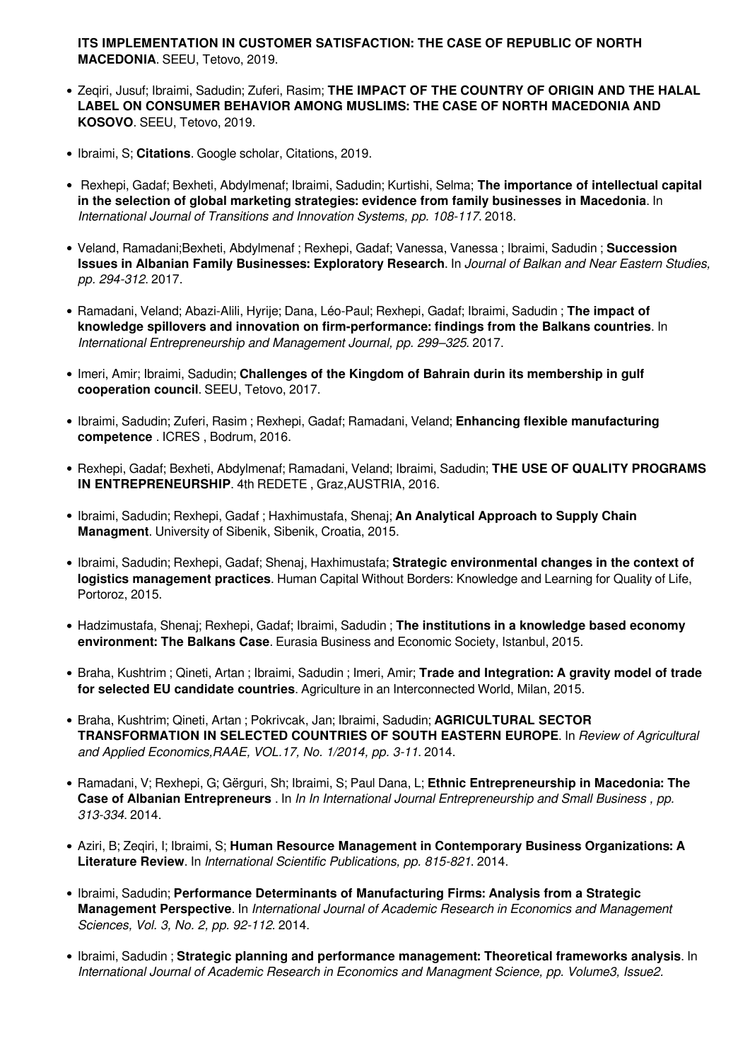**ITS IMPLEMENTATION IN CUSTOMER SATISFACTION: THE CASE OF REPUBLIC OF NORTH MACEDONIA**. SEEU, Tetovo, 2019.

- Zeqiri, Jusuf; Ibraimi, Sadudin; Zuferi, Rasim; **THE IMPACT OF THE COUNTRY OF ORIGIN AND THE HALAL LABEL ON CONSUMER BEHAVIOR AMONG MUSLIMS: THE CASE OF NORTH MACEDONIA AND KOSOVO**. SEEU, Tetovo, 2019.
- Ibraimi, S; **Citations**. Google scholar, Citations, 2019.
- Rexhepi, Gadaf; Bexheti, Abdylmenaf; Ibraimi, Sadudin; Kurtishi, Selma; **The importance of intellectual capital in the selection of global marketing strategies: evidence from family businesses in Macedonia**. In *International Journal of Transitions and Innovation Systems, pp. 108-117*. 2018.
- Veland, Ramadani;Bexheti, Abdylmenaf ; Rexhepi, Gadaf; Vanessa, Vanessa ; Ibraimi, Sadudin ; **Succession Issues in Albanian Family Businesses: Exploratory Research**. In *Journal of Balkan and Near Eastern Studies, pp. 294-312*. 2017.
- Ramadani, Veland; Abazi-Alili, Hyrije; Dana, Léo-Paul; Rexhepi, Gadaf; Ibraimi, Sadudin ; **The impact of knowledge spillovers and innovation on firm-performance: findings from the Balkans countries**. In *International Entrepreneurship and Management Journal, pp. 299–325*. 2017.
- Imeri, Amir; Ibraimi, Sadudin; **Challenges of the Kingdom of Bahrain durin its membership in gulf cooperation council**. SEEU, Tetovo, 2017.
- Ibraimi, Sadudin; Zuferi, Rasim ; Rexhepi, Gadaf; Ramadani, Veland; **Enhancing flexible manufacturing competence** . ICRES , Bodrum, 2016.
- Rexhepi, Gadaf; Bexheti, Abdylmenaf; Ramadani, Veland; Ibraimi, Sadudin; **THE USE OF QUALITY PROGRAMS IN ENTREPRENEURSHIP**. 4th REDETE , Graz,AUSTRIA, 2016.
- Ibraimi, Sadudin; Rexhepi, Gadaf ; Haxhimustafa, Shenaj; **An Analytical Approach to Supply Chain Managment**. University of Sibenik, Sibenik, Croatia, 2015.
- Ibraimi, Sadudin; Rexhepi, Gadaf; Shenaj, Haxhimustafa; **Strategic environmental changes in the context of logistics management practices**. Human Capital Without Borders: Knowledge and Learning for Quality of Life, Portoroz, 2015.
- Hadzimustafa, Shenaj; Rexhepi, Gadaf; Ibraimi, Sadudin ; **The institutions in a knowledge based economy environment: The Balkans Case**. Eurasia Business and Economic Society, Istanbul, 2015.
- Braha, Kushtrim ; Qineti, Artan ; Ibraimi, Sadudin ; Imeri, Amir; **Trade and Integration: A gravity model of trade for selected EU candidate countries**. Agriculture in an Interconnected World, Milan, 2015.
- Braha, Kushtrim; Qineti, Artan ; Pokrivcak, Jan; Ibraimi, Sadudin; **AGRICULTURAL SECTOR TRANSFORMATION IN SELECTED COUNTRIES OF SOUTH EASTERN EUROPE**. In *Review of Agricultural and Applied Economics,RAAE, VOL.17, No. 1/2014, pp. 3-11*. 2014.
- Ramadani, V; Rexhepi, G; Gërguri, Sh; Ibraimi, S; Paul Dana, L; **Ethnic Entrepreneurship in Macedonia: The Case of Albanian Entrepreneurs** . In *In In International Journal Entrepreneurship and Small Business , pp. 313-334*. 2014.
- Aziri, B; Zeqiri, I; Ibraimi, S; **Human Resource Management in Contemporary Business Organizations: A Literature Review**. In *International Scientific Publications, pp. 815-821*. 2014.
- Ibraimi, Sadudin; **Performance Determinants of Manufacturing Firms: Analysis from a Strategic Management Perspective**. In *International Journal of Academic Research in Economics and Management Sciences, Vol. 3, No. 2, pp. 92-112*. 2014.
- Ibraimi, Sadudin ; **Strategic planning and performance management: Theoretical frameworks analysis**. In *International Journal of Academic Research in Economics and Managment Science, pp. Volume3, Issue2.*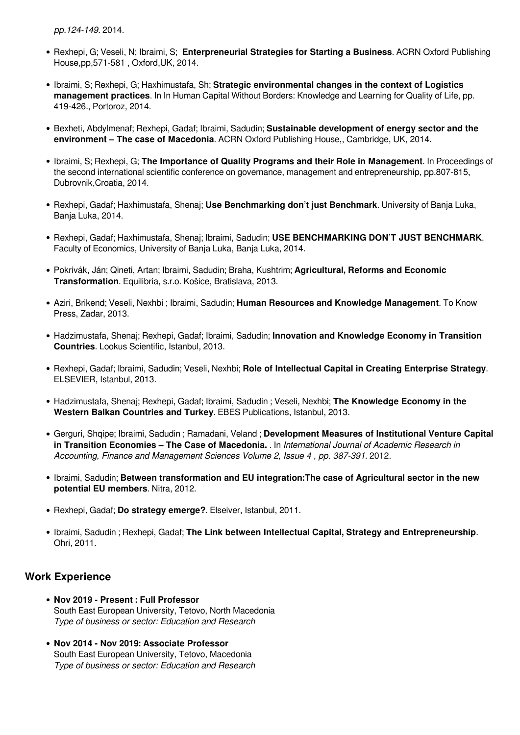*pp.124-149.* 2014.

- Rexhepi, G; Veseli, N; Ibraimi, S; **Enterpreneurial Strategies for Starting a Business**. ACRN Oxford Publishing House,pp,571-581 , Oxford,UK, 2014.
- Ibraimi, S; Rexhepi, G; Haxhimustafa, Sh; **Strategic environmental changes in the context of Logistics management practices**. In In Human Capital Without Borders: Knowledge and Learning for Quality of Life, pp. 419-426., Portoroz, 2014.
- Bexheti, Abdylmenaf; Rexhepi, Gadaf; Ibraimi, Sadudin; **Sustainable development of energy sector and the environment – The case of Macedonia**. ACRN Oxford Publishing House,, Cambridge, UK, 2014.
- Ibraimi, S; Rexhepi, G; **The Importance of Quality Programs and their Role in Management**. In Proceedings of the second international scientific conference on governance, management and entrepreneurship, pp.807-815, Dubrovnik,Croatia, 2014.
- Rexhepi, Gadaf; Haxhimustafa, Shenaj; **Use Benchmarking don't just Benchmark**. University of Banja Luka, Banja Luka, 2014.
- Rexhepi, Gadaf; Haxhimustafa, Shenaj; Ibraimi, Sadudin; **USE BENCHMARKING DON'T JUST BENCHMARK**. Faculty of Economics, University of Banja Luka, Banja Luka, 2014.
- Pokrivák, Ján; Qineti, Artan; Ibraimi, Sadudin; Braha, Kushtrim; **Agricultural, Reforms and Economic Transformation**. Equilibria, s.r.o. Košice, Bratislava, 2013.
- Aziri, Brikend; Veseli, Nexhbi ; Ibraimi, Sadudin; **Human Resources and Knowledge Management**. To Know Press, Zadar, 2013.
- Hadzimustafa, Shenaj; Rexhepi, Gadaf; Ibraimi, Sadudin; **Innovation and Knowledge Economy in Transition Countries**. Lookus Scientific, Istanbul, 2013.
- Rexhepi, Gadaf; Ibraimi, Sadudin; Veseli, Nexhbi; **Role of Intellectual Capital in Creating Enterprise Strategy**. ELSEVIER, Istanbul, 2013.
- Hadzimustafa, Shenaj; Rexhepi, Gadaf; Ibraimi, Sadudin ; Veseli, Nexhbi; **The Knowledge Economy in the Western Balkan Countries and Turkey**. EBES Publications, Istanbul, 2013.
- Gerguri, Shqipe; Ibraimi, Sadudin ; Ramadani, Veland ; **Development Measures of Institutional Venture Capital in Transition Economies – The Case of Macedonia.** . In *International Journal of Academic Research in Accounting, Finance and Management Sciences Volume 2, Issue 4 , pp. 387-391.* 2012.
- Ibraimi, Sadudin; **Between transformation and EU integration:The case of Agricultural sector in the new potential EU members**. Nitra, 2012.
- Rexhepi, Gadaf; **Do strategy emerge?**. Elseiver, Istanbul, 2011.
- Ibraimi, Sadudin ; Rexhepi, Gadaf; **The Link between Intellectual Capital, Strategy and Entrepreneurship**. Ohri, 2011.

## Work Experience

- **Nov 2019 - Present : Full Professor**
  South East European University, Tetovo, North Macedonia
  *Type of business or sector: Education and Research*
- **Nov 2014 - Nov 2019: Associate Professor**
  South East European University, Tetovo, Macedonia
  *Type of business or sector: Education and Research*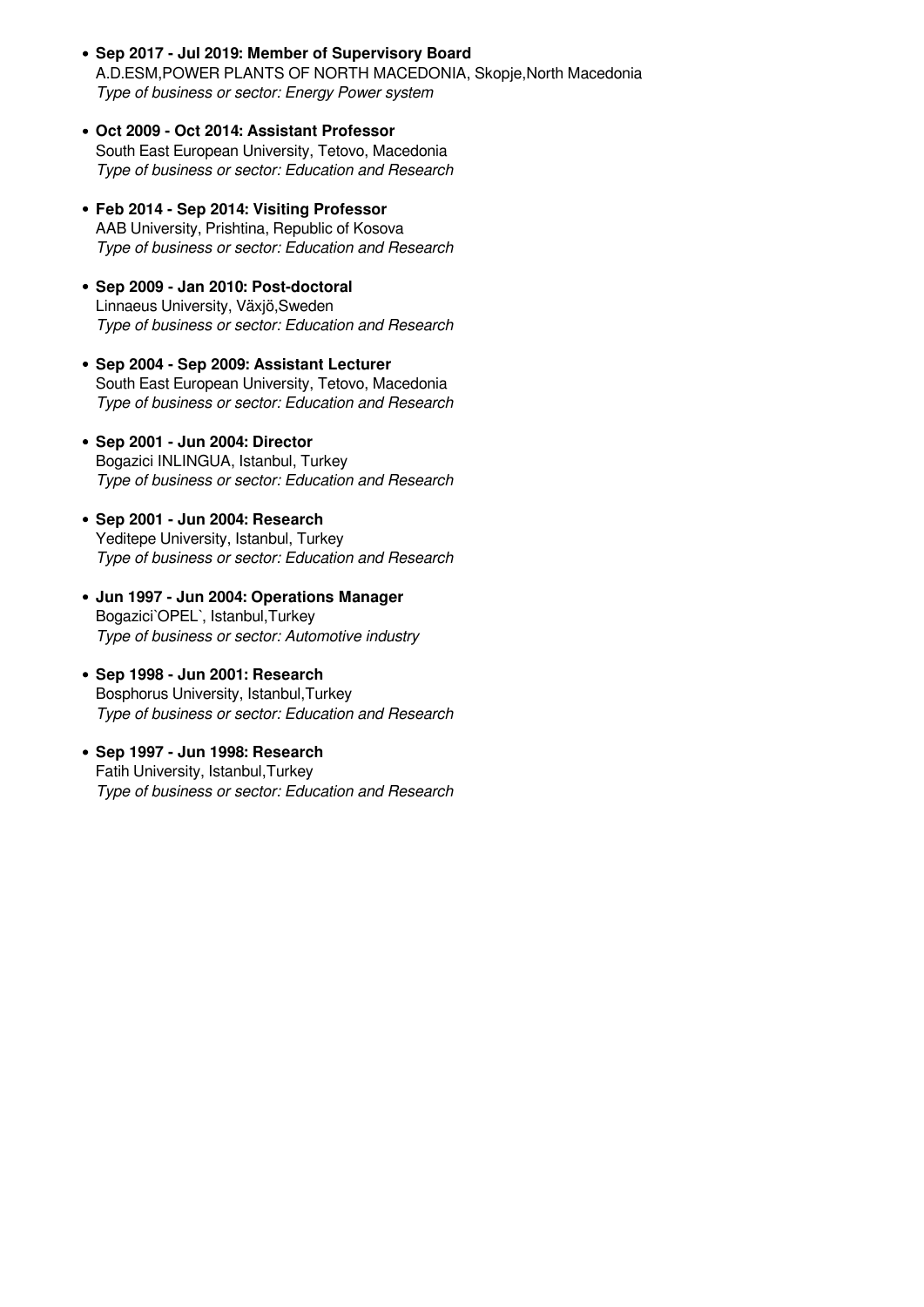- **Sep 2017 - Jul 2019: Member of Supervisory Board**
  A.D.ESM,POWER PLANTS OF NORTH MACEDONIA, Skopje,North Macedonia
  *Type of business or sector: Energy Power system*

- **Oct 2009 - Oct 2014: Assistant Professor**
  South East European University, Tetovo, Macedonia
  *Type of business or sector: Education and Research*

- **Feb 2014 - Sep 2014: Visiting Professor**
  AAB University, Prishtina, Republic of Kosova
  *Type of business or sector: Education and Research*

- **Sep 2009 - Jan 2010: Post-doctoral**
  Linnaeus University, Växjö,Sweden
  *Type of business or sector: Education and Research*

- **Sep 2004 - Sep 2009: Assistant Lecturer**
  South East European University, Tetovo, Macedonia
  *Type of business or sector: Education and Research*

- **Sep 2001 - Jun 2004: Director**
  Bogazici INLINGUA, Istanbul, Turkey
  *Type of business or sector: Education and Research*

- **Sep 2001 - Jun 2004: Research**
  Yeditepe University, Istanbul, Turkey
  *Type of business or sector: Education and Research*

- **Jun 1997 - Jun 2004: Operations Manager**
  Bogazici`OPEL`, Istanbul,Turkey
  *Type of business or sector: Automotive industry*

- **Sep 1998 - Jun 2001: Research**
  Bosphorus University, Istanbul,Turkey
  *Type of business or sector: Education and Research*

- **Sep 1997 - Jun 1998: Research**
  Fatih University, Istanbul,Turkey
  *Type of business or sector: Education and Research*